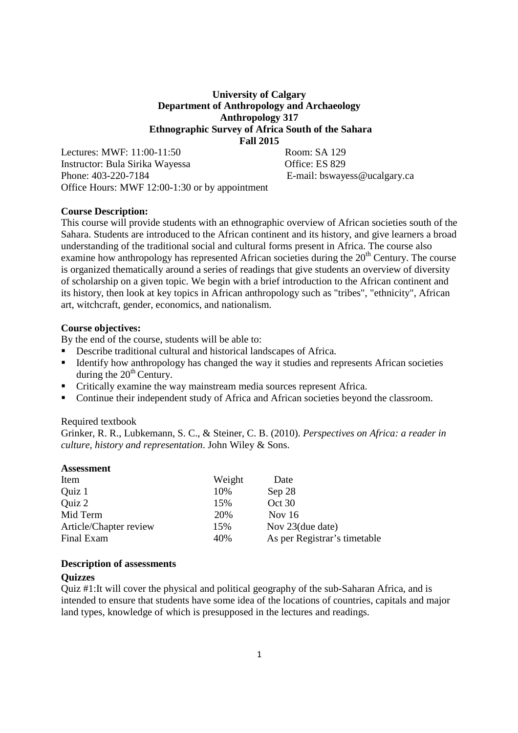**University of Calgary**
**Department of Anthropology and Archaeology**
**Anthropology 317**
**Ethnographic Survey of Africa South of the Sahara**
**Fall 2015**

Lectures: MWF: 11:00-11:50 Room: SA 129
Instructor: Bula Sirika Wayessa Office: ES 829
Phone: 403-220-7184 E-mail: bswayess@ucalgary.ca
Office Hours: MWF 12:00-1:30 or by appointment

**Course Description:**

This course will provide students with an ethnographic overview of African societies south of the Sahara. Students are introduced to the African continent and its history, and give learners a broad understanding of the traditional social and cultural forms present in Africa. The course also examine how anthropology has represented African societies during the 20th Century. The course is organized thematically around a series of readings that give students an overview of diversity of scholarship on a given topic. We begin with a brief introduction to the African continent and its history, then look at key topics in African anthropology such as "tribes", "ethnicity", African art, witchcraft, gender, economics, and nationalism.

**Course objectives:**

By the end of the course, students will be able to:

- Describe traditional cultural and historical landscapes of Africa.
- Identify how anthropology has changed the way it studies and represents African societies during the 20th Century.
- Critically examine the way mainstream media sources represent Africa.
- Continue their independent study of Africa and African societies beyond the classroom.

Required textbook

Grinker, R. R., Lubkemann, S. C., & Steiner, C. B. (2010). *Perspectives on Africa: a reader in culture, history and representation*. John Wiley & Sons.

**Assessment**

| Item | Weight | Date |
|---|---|---|
| Quiz 1 | 10% | Sep 28 |
| Quiz 2 | 15% | Oct 30 |
| Mid Term | 20% | Nov 16 |
| Article/Chapter review | 15% | Nov 23(due date) |
| Final Exam | 40% | As per Registrar's timetable |

**Description of assessments**

**Quizzes**

Quiz #1:It will cover the physical and political geography of the sub-Saharan Africa, and is intended to ensure that students have some idea of the locations of countries, capitals and major land types, knowledge of which is presupposed in the lectures and readings.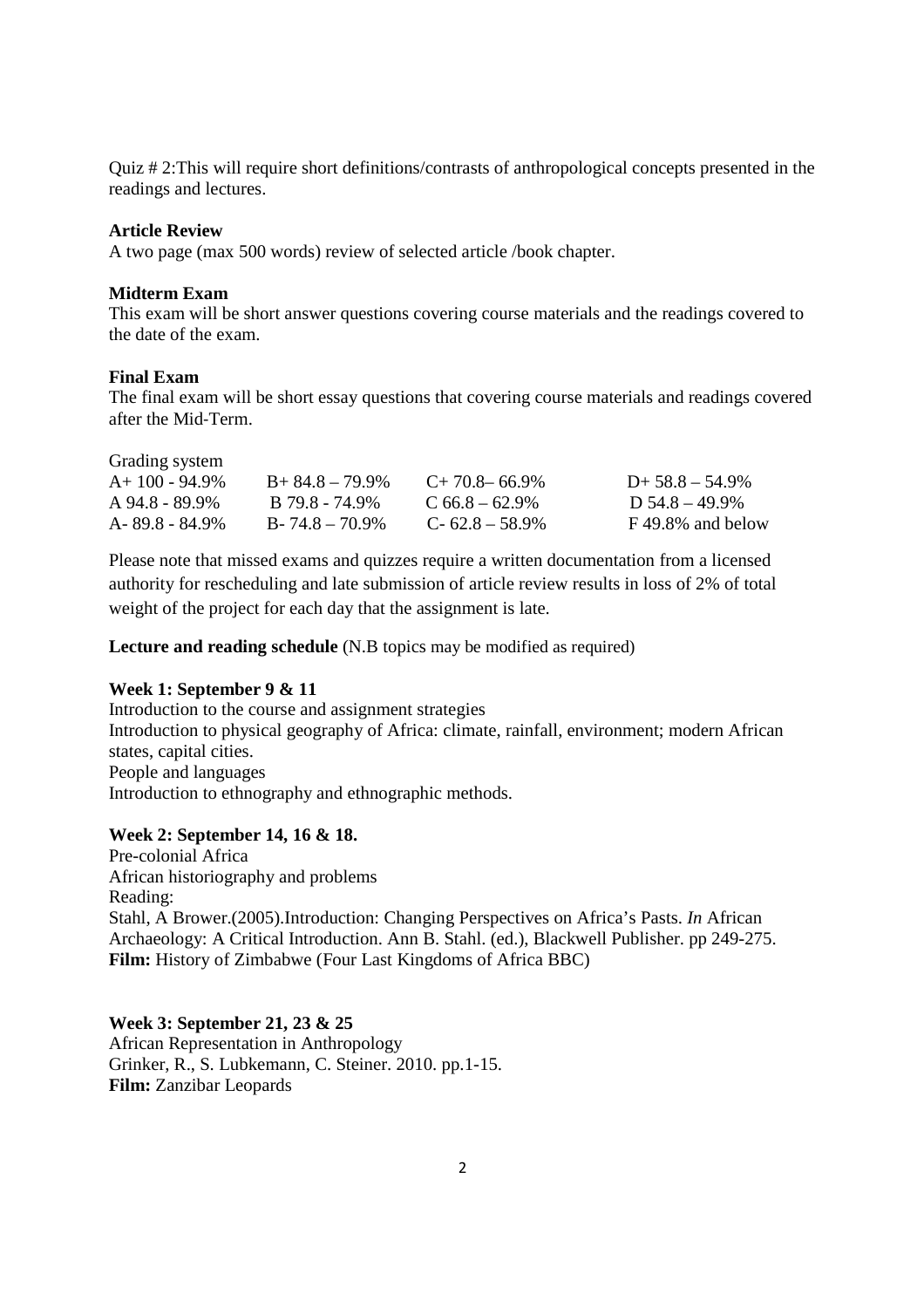Quiz # 2:This will require short definitions/contrasts of anthropological concepts presented in the readings and lectures.

**Article Review**

A two page (max 500 words) review of selected article /book chapter.

**Midterm Exam**

This exam will be short answer questions covering course materials and the readings covered to the date of the exam.

**Final Exam**

The final exam will be short essay questions that covering course materials and readings covered after the Mid-Term.

Grading system

| | | | |
|---|---|---|---|
| A+ 100 - 94.9% | B+ 84.8 – 79.9% | C+ 70.8– 66.9% | D+ 58.8 – 54.9% |
| A 94.8 - 89.9% | B 79.8 - 74.9% | C 66.8 – 62.9% | D 54.8 – 49.9% |
| A- 89.8 - 84.9% | B- 74.8 – 70.9% | C- 62.8 – 58.9% | F 49.8% and below |

Please note that missed exams and quizzes require a written documentation from a licensed authority for rescheduling and late submission of article review results in loss of 2% of total weight of the project for each day that the assignment is late.

**Lecture and reading schedule** (N.B topics may be modified as required)

**Week 1: September 9 & 11**

Introduction to the course and assignment strategies
Introduction to physical geography of Africa: climate, rainfall, environment; modern African states, capital cities.
People and languages
Introduction to ethnography and ethnographic methods.

**Week 2: September 14, 16 & 18.**

Pre-colonial Africa
African historiography and problems
Reading:
Stahl, A Brower.(2005).Introduction: Changing Perspectives on Africa's Pasts. *In* African Archaeology: A Critical Introduction. Ann B. Stahl. (ed.), Blackwell Publisher. pp 249-275.
**Film:** History of Zimbabwe (Four Last Kingdoms of Africa BBC)

**Week 3: September 21, 23 & 25**

African Representation in Anthropology
Grinker, R., S. Lubkemann, C. Steiner. 2010. pp.1-15.
**Film:** Zanzibar Leopards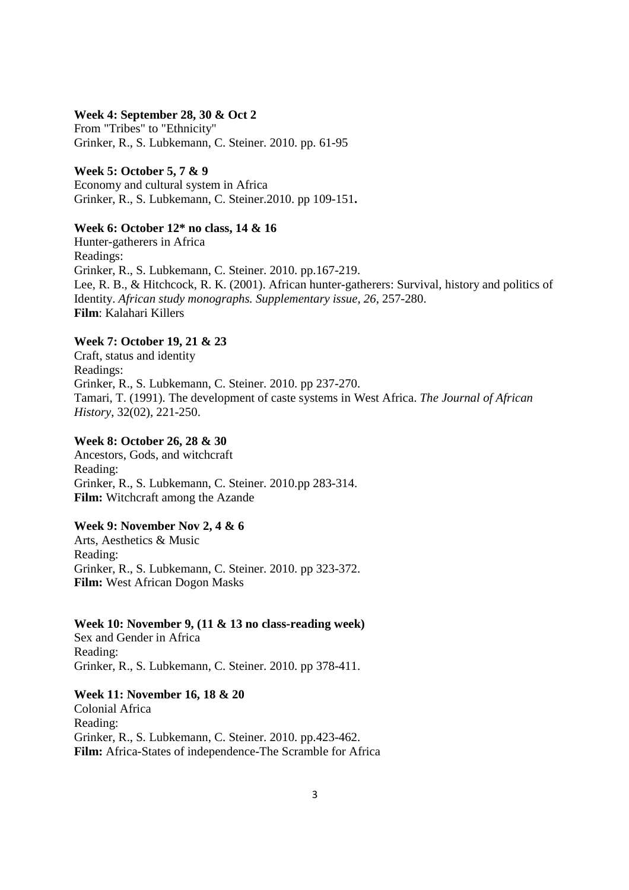**Week 4: September 28, 30 & Oct 2**

From "Tribes" to "Ethnicity"
Grinker, R., S. Lubkemann, C. Steiner. 2010. pp. 61-95

**Week 5: October 5, 7 & 9**

Economy and cultural system in Africa
Grinker, R., S. Lubkemann, C. Steiner.2010. pp 109-151**.**

**Week 6: October 12* no class, 14 & 16**

Hunter-gatherers in Africa
Readings:
Grinker, R., S. Lubkemann, C. Steiner. 2010. pp.167-219.
Lee, R. B., & Hitchcock, R. K. (2001). African hunter-gatherers: Survival, history and politics of Identity. *African study monographs. Supplementary issue*, *26*, 257-280.
**Film**: Kalahari Killers

**Week 7: October 19, 21 & 23**

Craft, status and identity
Readings:
Grinker, R., S. Lubkemann, C. Steiner. 2010. pp 237-270.
Tamari, T. (1991). The development of caste systems in West Africa. *The Journal of African History*, 32(02), 221-250.

**Week 8: October 26, 28 & 30**

Ancestors, Gods, and witchcraft
Reading:
Grinker, R., S. Lubkemann, C. Steiner. 2010.pp 283-314.
**Film:** Witchcraft among the Azande

**Week 9: November Nov 2, 4 & 6**

Arts, Aesthetics & Music
Reading:
Grinker, R., S. Lubkemann, C. Steiner. 2010. pp 323-372.
**Film:** West African Dogon Masks

**Week 10: November 9, (11 & 13 no class-reading week)**

Sex and Gender in Africa
Reading:
Grinker, R., S. Lubkemann, C. Steiner. 2010. pp 378-411.

**Week 11: November 16, 18 & 20**

Colonial Africa
Reading:
Grinker, R., S. Lubkemann, C. Steiner. 2010. pp.423-462.
**Film:** Africa-States of independence-The Scramble for Africa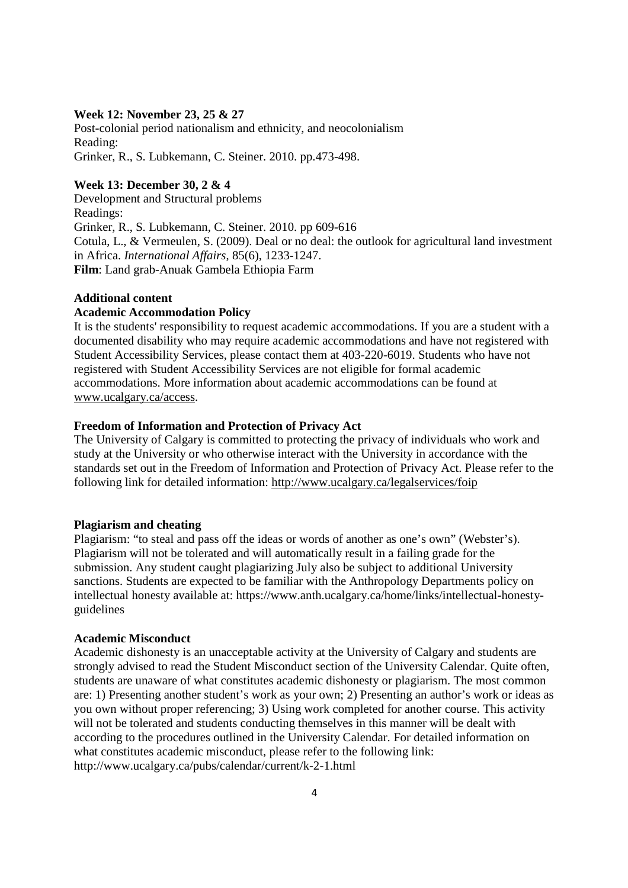**Week 12: November 23, 25 & 27**

Post-colonial period nationalism and ethnicity, and neocolonialism

Reading:

Grinker, R., S. Lubkemann, C. Steiner. 2010. pp.473-498.

**Week 13: December 30, 2 & 4**

Development and Structural problems

Readings:

Grinker, R., S. Lubkemann, C. Steiner. 2010. pp 609-616

Cotula, L., & Vermeulen, S. (2009). Deal or no deal: the outlook for agricultural land investment in Africa. *International Affairs*, 85(6), 1233-1247.

**Film**: Land grab-Anuak Gambela Ethiopia Farm

**Additional content**

**Academic Accommodation Policy**

It is the students' responsibility to request academic accommodations. If you are a student with a documented disability who may require academic accommodations and have not registered with Student Accessibility Services, please contact them at 403-220-6019. Students who have not registered with Student Accessibility Services are not eligible for formal academic accommodations. More information about academic accommodations can be found at www.ucalgary.ca/access.

**Freedom of Information and Protection of Privacy Act**

The University of Calgary is committed to protecting the privacy of individuals who work and study at the University or who otherwise interact with the University in accordance with the standards set out in the Freedom of Information and Protection of Privacy Act. Please refer to the following link for detailed information: http://www.ucalgary.ca/legalservices/foip

**Plagiarism and cheating**

Plagiarism: "to steal and pass off the ideas or words of another as one's own" (Webster's). Plagiarism will not be tolerated and will automatically result in a failing grade for the submission. Any student caught plagiarizing July also be subject to additional University sanctions. Students are expected to be familiar with the Anthropology Departments policy on intellectual honesty available at: https://www.anth.ucalgary.ca/home/links/intellectual-honesty-guidelines

**Academic Misconduct**

Academic dishonesty is an unacceptable activity at the University of Calgary and students are strongly advised to read the Student Misconduct section of the University Calendar. Quite often, students are unaware of what constitutes academic dishonesty or plagiarism. The most common are: 1) Presenting another student's work as your own; 2) Presenting an author's work or ideas as you own without proper referencing; 3) Using work completed for another course. This activity will not be tolerated and students conducting themselves in this manner will be dealt with according to the procedures outlined in the University Calendar. For detailed information on what constitutes academic misconduct, please refer to the following link: http://www.ucalgary.ca/pubs/calendar/current/k-2-1.html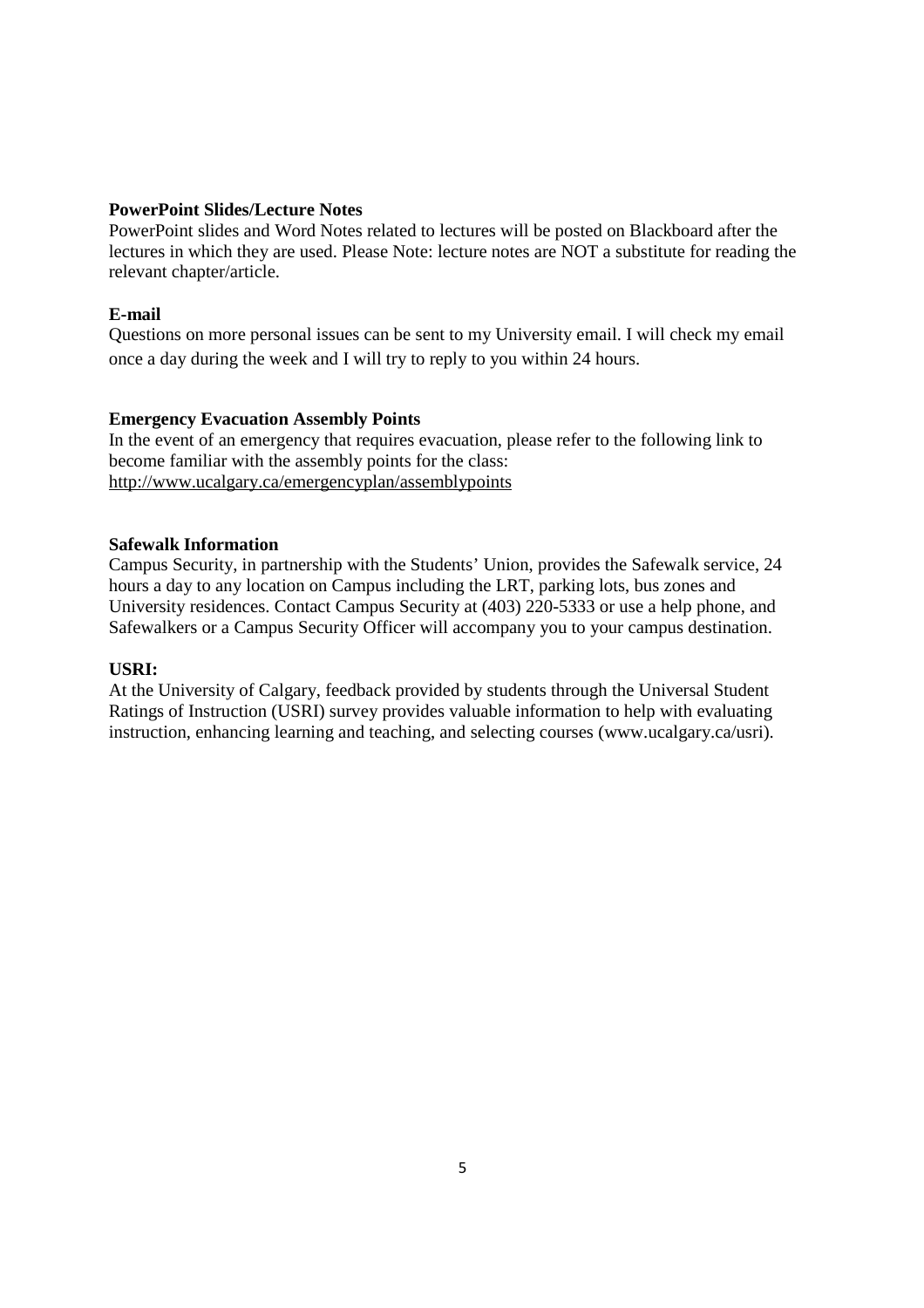**PowerPoint Slides/Lecture Notes**

PowerPoint slides and Word Notes related to lectures will be posted on Blackboard after the lectures in which they are used. Please Note: lecture notes are NOT a substitute for reading the relevant chapter/article.

**E-mail**

Questions on more personal issues can be sent to my University email. I will check my email once a day during the week and I will try to reply to you within 24 hours.

**Emergency Evacuation Assembly Points**

In the event of an emergency that requires evacuation, please refer to the following link to become familiar with the assembly points for the class:
http://www.ucalgary.ca/emergencyplan/assemblypoints

**Safewalk Information**

Campus Security, in partnership with the Students' Union, provides the Safewalk service, 24 hours a day to any location on Campus including the LRT, parking lots, bus zones and University residences. Contact Campus Security at (403) 220-5333 or use a help phone, and Safewalkers or a Campus Security Officer will accompany you to your campus destination.

**USRI:**

At the University of Calgary, feedback provided by students through the Universal Student Ratings of Instruction (USRI) survey provides valuable information to help with evaluating instruction, enhancing learning and teaching, and selecting courses (www.ucalgary.ca/usri).